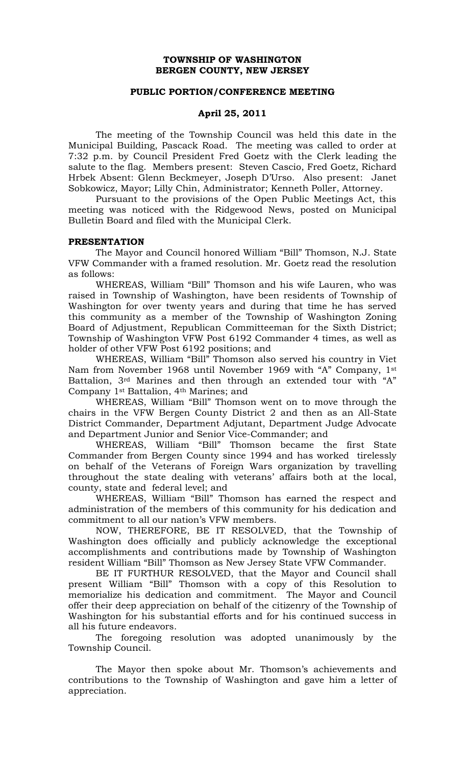**TOWNSHIP OF WASHINGTON**
**BERGEN COUNTY, NEW JERSEY**

**PUBLIC PORTION/CONFERENCE MEETING**

**April 25, 2011**

The meeting of the Township Council was held this date in the Municipal Building, Pascack Road. The meeting was called to order at 7:32 p.m. by Council President Fred Goetz with the Clerk leading the salute to the flag. Members present: Steven Cascio, Fred Goetz, Richard Hrbek Absent: Glenn Beckmeyer, Joseph D'Urso. Also present: Janet Sobkowicz, Mayor; Lilly Chin, Administrator; Kenneth Poller, Attorney.

Pursuant to the provisions of the Open Public Meetings Act, this meeting was noticed with the Ridgewood News, posted on Municipal Bulletin Board and filed with the Municipal Clerk.

**PRESENTATION**

The Mayor and Council honored William "Bill" Thomson, N.J. State VFW Commander with a framed resolution. Mr. Goetz read the resolution as follows:

WHEREAS, William "Bill" Thomson and his wife Lauren, who was raised in Township of Washington, have been residents of Township of Washington for over twenty years and during that time he has served this community as a member of the Township of Washington Zoning Board of Adjustment, Republican Committeeman for the Sixth District; Township of Washington VFW Post 6192 Commander 4 times, as well as holder of other VFW Post 6192 positions; and

WHEREAS, William "Bill" Thomson also served his country in Viet Nam from November 1968 until November 1969 with "A" Company, 1st Battalion, 3rd Marines and then through an extended tour with "A" Company 1st Battalion, 4th Marines; and

WHEREAS, William "Bill" Thomson went on to move through the chairs in the VFW Bergen County District 2 and then as an All-State District Commander, Department Adjutant, Department Judge Advocate and Department Junior and Senior Vice-Commander; and

WHEREAS, William "Bill" Thomson became the first State Commander from Bergen County since 1994 and has worked tirelessly on behalf of the Veterans of Foreign Wars organization by travelling throughout the state dealing with veterans' affairs both at the local, county, state and federal level; and

WHEREAS, William "Bill" Thomson has earned the respect and administration of the members of this community for his dedication and commitment to all our nation's VFW members.

NOW, THEREFORE, BE IT RESOLVED, that the Township of Washington does officially and publicly acknowledge the exceptional accomplishments and contributions made by Township of Washington resident William "Bill" Thomson as New Jersey State VFW Commander.

BE IT FURTHUR RESOLVED, that the Mayor and Council shall present William "Bill" Thomson with a copy of this Resolution to memorialize his dedication and commitment. The Mayor and Council offer their deep appreciation on behalf of the citizenry of the Township of Washington for his substantial efforts and for his continued success in all his future endeavors.

The foregoing resolution was adopted unanimously by the Township Council.

The Mayor then spoke about Mr. Thomson's achievements and contributions to the Township of Washington and gave him a letter of appreciation.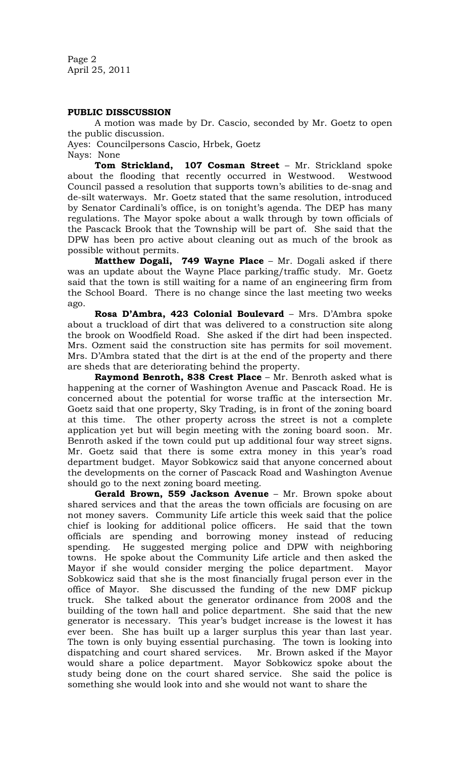**PUBLIC DISSCUSSION**

A motion was made by Dr. Cascio, seconded by Mr. Goetz to open the public discussion.

Ayes: Councilpersons Cascio, Hrbek, Goetz
Nays: None

**Tom Strickland, 107 Cosman Street** – Mr. Strickland spoke about the flooding that recently occurred in Westwood. Westwood Council passed a resolution that supports town's abilities to de-snag and de-silt waterways. Mr. Goetz stated that the same resolution, introduced by Senator Cardinali's office, is on tonight's agenda. The DEP has many regulations. The Mayor spoke about a walk through by town officials of the Pascack Brook that the Township will be part of. She said that the DPW has been pro active about cleaning out as much of the brook as possible without permits.

**Matthew Dogali, 749 Wayne Place** – Mr. Dogali asked if there was an update about the Wayne Place parking/traffic study. Mr. Goetz said that the town is still waiting for a name of an engineering firm from the School Board. There is no change since the last meeting two weeks ago.

**Rosa D'Ambra, 423 Colonial Boulevard** – Mrs. D'Ambra spoke about a truckload of dirt that was delivered to a construction site along the brook on Woodfield Road. She asked if the dirt had been inspected. Mrs. Ozment said the construction site has permits for soil movement. Mrs. D'Ambra stated that the dirt is at the end of the property and there are sheds that are deteriorating behind the property.

**Raymond Benroth, 838 Crest Place** – Mr. Benroth asked what is happening at the corner of Washington Avenue and Pascack Road. He is concerned about the potential for worse traffic at the intersection Mr. Goetz said that one property, Sky Trading, is in front of the zoning board at this time. The other property across the street is not a complete application yet but will begin meeting with the zoning board soon. Mr. Benroth asked if the town could put up additional four way street signs. Mr. Goetz said that there is some extra money in this year's road department budget. Mayor Sobkowicz said that anyone concerned about the developments on the corner of Pascack Road and Washington Avenue should go to the next zoning board meeting.

**Gerald Brown, 559 Jackson Avenue** – Mr. Brown spoke about shared services and that the areas the town officials are focusing on are not money savers. Community Life article this week said that the police chief is looking for additional police officers. He said that the town officials are spending and borrowing money instead of reducing spending. He suggested merging police and DPW with neighboring towns. He spoke about the Community Life article and then asked the Mayor if she would consider merging the police department. Mayor Sobkowicz said that she is the most financially frugal person ever in the office of Mayor. She discussed the funding of the new DMF pickup truck. She talked about the generator ordinance from 2008 and the building of the town hall and police department. She said that the new generator is necessary. This year's budget increase is the lowest it has ever been. She has built up a larger surplus this year than last year. The town is only buying essential purchasing. The town is looking into dispatching and court shared services. Mr. Brown asked if the Mayor would share a police department. Mayor Sobkowicz spoke about the study being done on the court shared service. She said the police is something she would look into and she would not want to share the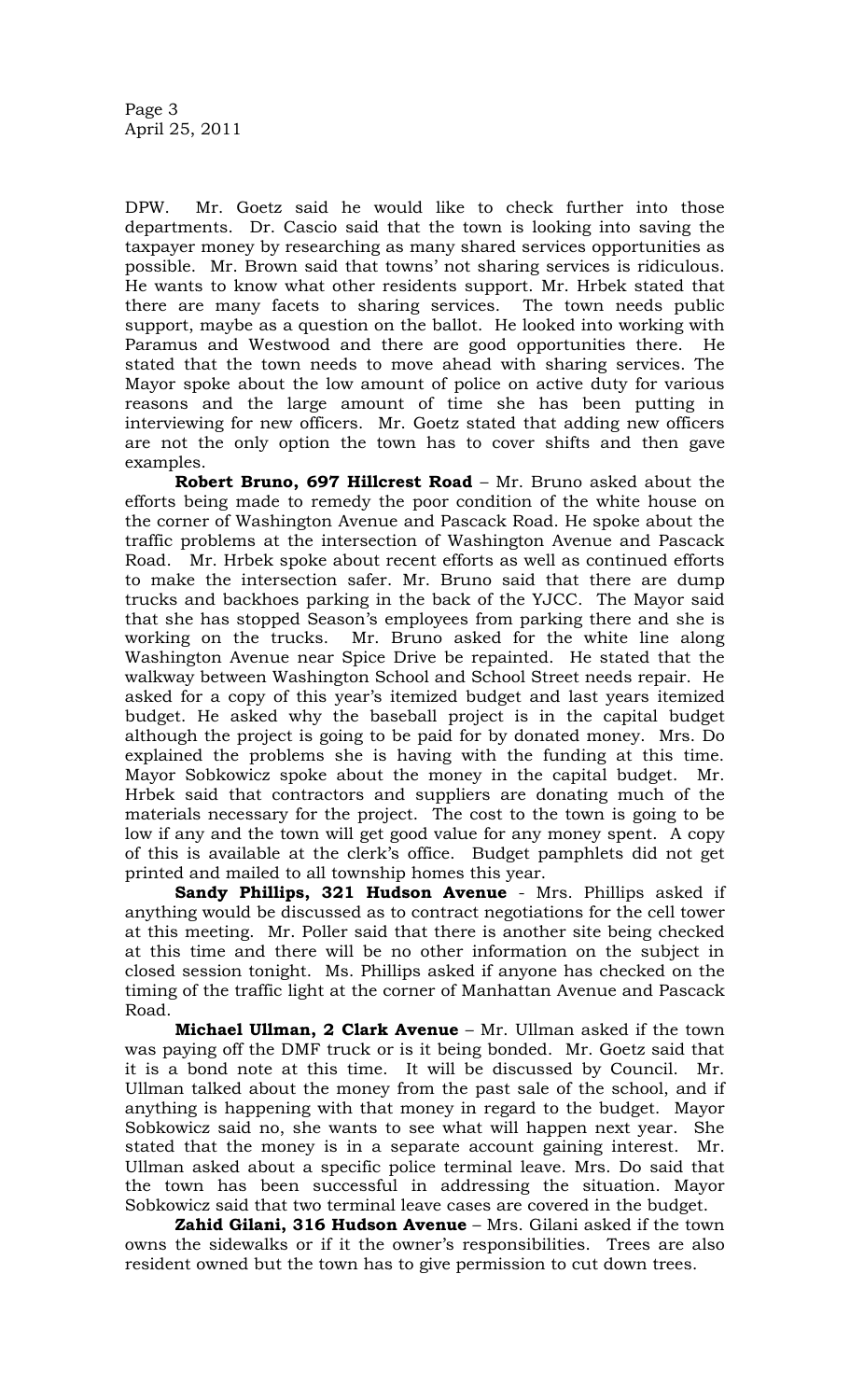DPW. Mr. Goetz said he would like to check further into those departments. Dr. Cascio said that the town is looking into saving the taxpayer money by researching as many shared services opportunities as possible. Mr. Brown said that towns' not sharing services is ridiculous. He wants to know what other residents support. Mr. Hrbek stated that there are many facets to sharing services. The town needs public support, maybe as a question on the ballot. He looked into working with Paramus and Westwood and there are good opportunities there. He stated that the town needs to move ahead with sharing services. The Mayor spoke about the low amount of police on active duty for various reasons and the large amount of time she has been putting in interviewing for new officers. Mr. Goetz stated that adding new officers are not the only option the town has to cover shifts and then gave examples.

**Robert Bruno, 697 Hillcrest Road** – Mr. Bruno asked about the efforts being made to remedy the poor condition of the white house on the corner of Washington Avenue and Pascack Road. He spoke about the traffic problems at the intersection of Washington Avenue and Pascack Road. Mr. Hrbek spoke about recent efforts as well as continued efforts to make the intersection safer. Mr. Bruno said that there are dump trucks and backhoes parking in the back of the YJCC. The Mayor said that she has stopped Season's employees from parking there and she is working on the trucks. Mr. Bruno asked for the white line along Washington Avenue near Spice Drive be repainted. He stated that the walkway between Washington School and School Street needs repair. He asked for a copy of this year's itemized budget and last years itemized budget. He asked why the baseball project is in the capital budget although the project is going to be paid for by donated money. Mrs. Do explained the problems she is having with the funding at this time. Mayor Sobkowicz spoke about the money in the capital budget. Mr. Hrbek said that contractors and suppliers are donating much of the materials necessary for the project. The cost to the town is going to be low if any and the town will get good value for any money spent. A copy of this is available at the clerk's office. Budget pamphlets did not get printed and mailed to all township homes this year.

**Sandy Phillips, 321 Hudson Avenue** - Mrs. Phillips asked if anything would be discussed as to contract negotiations for the cell tower at this meeting. Mr. Poller said that there is another site being checked at this time and there will be no other information on the subject in closed session tonight. Ms. Phillips asked if anyone has checked on the timing of the traffic light at the corner of Manhattan Avenue and Pascack Road.

**Michael Ullman, 2 Clark Avenue** – Mr. Ullman asked if the town was paying off the DMF truck or is it being bonded. Mr. Goetz said that it is a bond note at this time. It will be discussed by Council. Mr. Ullman talked about the money from the past sale of the school, and if anything is happening with that money in regard to the budget. Mayor Sobkowicz said no, she wants to see what will happen next year. She stated that the money is in a separate account gaining interest. Mr. Ullman asked about a specific police terminal leave. Mrs. Do said that the town has been successful in addressing the situation. Mayor Sobkowicz said that two terminal leave cases are covered in the budget.

**Zahid Gilani, 316 Hudson Avenue** – Mrs. Gilani asked if the town owns the sidewalks or if it the owner's responsibilities. Trees are also resident owned but the town has to give permission to cut down trees.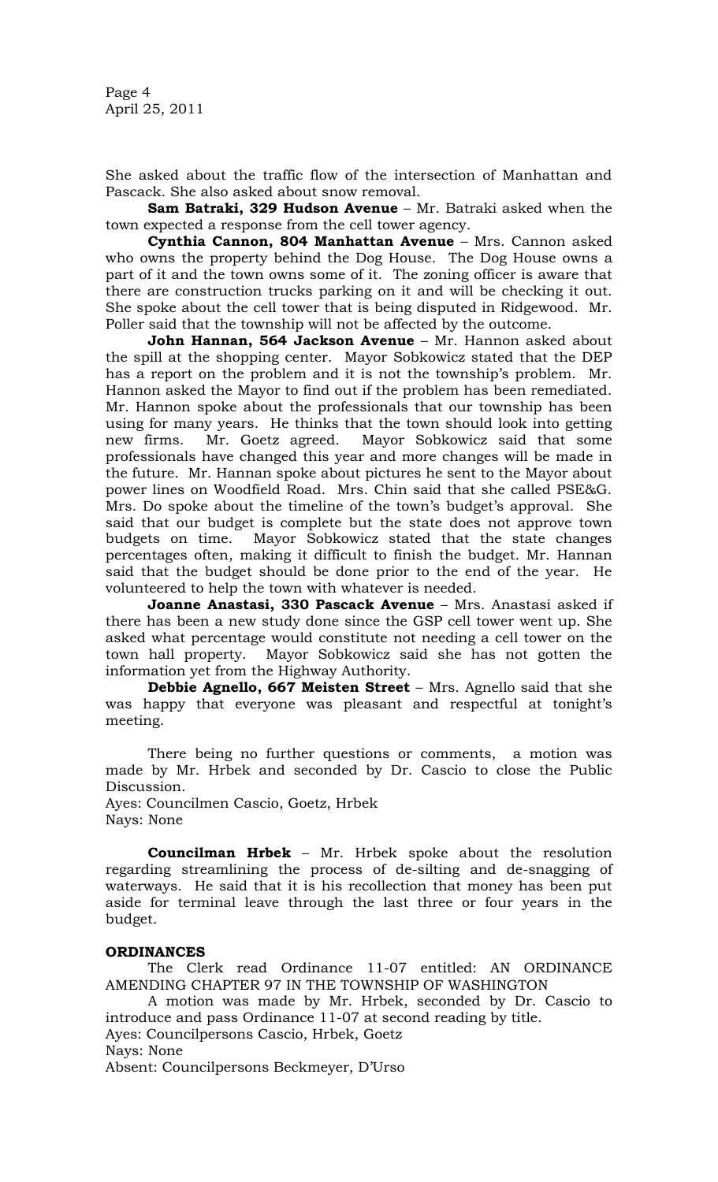She asked about the traffic flow of the intersection of Manhattan and Pascack. She also asked about snow removal.

**Sam Batraki, 329 Hudson Avenue** – Mr. Batraki asked when the town expected a response from the cell tower agency.

**Cynthia Cannon, 804 Manhattan Avenue** – Mrs. Cannon asked who owns the property behind the Dog House. The Dog House owns a part of it and the town owns some of it. The zoning officer is aware that there are construction trucks parking on it and will be checking it out. She spoke about the cell tower that is being disputed in Ridgewood. Mr. Poller said that the township will not be affected by the outcome.

**John Hannan, 564 Jackson Avenue** – Mr. Hannon asked about the spill at the shopping center. Mayor Sobkowicz stated that the DEP has a report on the problem and it is not the township's problem. Mr. Hannon asked the Mayor to find out if the problem has been remediated. Mr. Hannon spoke about the professionals that our township has been using for many years. He thinks that the town should look into getting new firms. Mr. Goetz agreed. Mayor Sobkowicz said that some professionals have changed this year and more changes will be made in the future. Mr. Hannan spoke about pictures he sent to the Mayor about power lines on Woodfield Road. Mrs. Chin said that she called PSE&G. Mrs. Do spoke about the timeline of the town's budget's approval. She said that our budget is complete but the state does not approve town budgets on time. Mayor Sobkowicz stated that the state changes percentages often, making it difficult to finish the budget. Mr. Hannan said that the budget should be done prior to the end of the year. He volunteered to help the town with whatever is needed.

**Joanne Anastasi, 330 Pascack Avenue** – Mrs. Anastasi asked if there has been a new study done since the GSP cell tower went up. She asked what percentage would constitute not needing a cell tower on the town hall property. Mayor Sobkowicz said she has not gotten the information yet from the Highway Authority.

**Debbie Agnello, 667 Meisten Street** – Mrs. Agnello said that she was happy that everyone was pleasant and respectful at tonight's meeting.

There being no further questions or comments, a motion was made by Mr. Hrbek and seconded by Dr. Cascio to close the Public Discussion.

Ayes: Councilmen Cascio, Goetz, Hrbek
Nays: None

**Councilman Hrbek** – Mr. Hrbek spoke about the resolution regarding streamlining the process of de-silting and de-snagging of waterways. He said that it is his recollection that money has been put aside for terminal leave through the last three or four years in the budget.

**ORDINANCES**

The Clerk read Ordinance 11-07 entitled: AN ORDINANCE AMENDING CHAPTER 97 IN THE TOWNSHIP OF WASHINGTON

A motion was made by Mr. Hrbek, seconded by Dr. Cascio to introduce and pass Ordinance 11-07 at second reading by title.

Ayes: Councilpersons Cascio, Hrbek, Goetz
Nays: None
Absent: Councilpersons Beckmeyer, D'Urso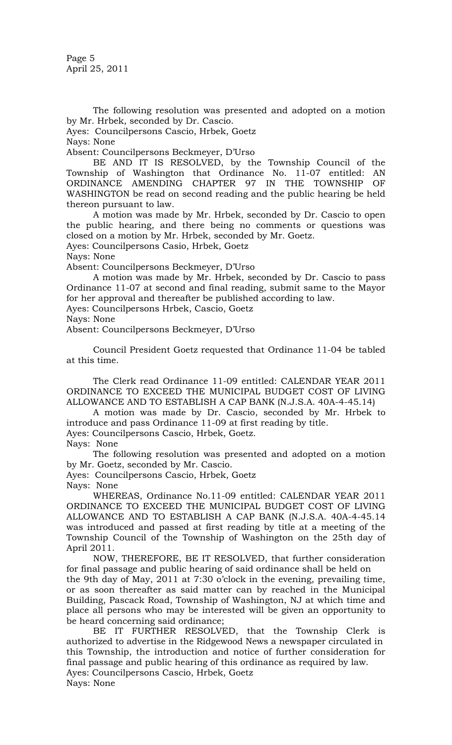The following resolution was presented and adopted on a motion by Mr. Hrbek, seconded by Dr. Cascio.

Ayes: Councilpersons Cascio, Hrbek, Goetz

Nays: None

Absent: Councilpersons Beckmeyer, D'Urso

BE AND IT IS RESOLVED, by the Township Council of the Township of Washington that Ordinance No. 11-07 entitled: AN ORDINANCE AMENDING CHAPTER 97 IN THE TOWNSHIP OF WASHINGTON be read on second reading and the public hearing be held thereon pursuant to law.

A motion was made by Mr. Hrbek, seconded by Dr. Cascio to open the public hearing, and there being no comments or questions was closed on a motion by Mr. Hrbek, seconded by Mr. Goetz.

Ayes: Councilpersons Casio, Hrbek, Goetz

Nays: None

Absent: Councilpersons Beckmeyer, D'Urso

A motion was made by Mr. Hrbek, seconded by Dr. Cascio to pass Ordinance 11-07 at second and final reading, submit same to the Mayor for her approval and thereafter be published according to law.

Ayes: Councilpersons Hrbek, Cascio, Goetz

Nays: None

Absent: Councilpersons Beckmeyer, D'Urso

Council President Goetz requested that Ordinance 11-04 be tabled at this time.

The Clerk read Ordinance 11-09 entitled: CALENDAR YEAR 2011 ORDINANCE TO EXCEED THE MUNICIPAL BUDGET COST OF LIVING ALLOWANCE AND TO ESTABLISH A CAP BANK (N.J.S.A. 40A-4-45.14)

A motion was made by Dr. Cascio, seconded by Mr. Hrbek to introduce and pass Ordinance 11-09 at first reading by title.

Ayes: Councilpersons Cascio, Hrbek, Goetz.

Nays: None

The following resolution was presented and adopted on a motion by Mr. Goetz, seconded by Mr. Cascio.

Ayes: Councilpersons Cascio, Hrbek, Goetz

Nays: None

WHEREAS, Ordinance No.11-09 entitled: CALENDAR YEAR 2011 ORDINANCE TO EXCEED THE MUNICIPAL BUDGET COST OF LIVING ALLOWANCE AND TO ESTABLISH A CAP BANK (N.J.S.A. 40A-4-45.14 was introduced and passed at first reading by title at a meeting of the Township Council of the Township of Washington on the 25th day of April 2011.

NOW, THEREFORE, BE IT RESOLVED, that further consideration for final passage and public hearing of said ordinance shall be held on the 9th day of May, 2011 at 7:30 o'clock in the evening, prevailing time, or as soon thereafter as said matter can by reached in the Municipal Building, Pascack Road, Township of Washington, NJ at which time and place all persons who may be interested will be given an opportunity to be heard concerning said ordinance;

BE IT FURTHER RESOLVED, that the Township Clerk is authorized to advertise in the Ridgewood News a newspaper circulated in this Township, the introduction and notice of further consideration for final passage and public hearing of this ordinance as required by law.

Ayes: Councilpersons Cascio, Hrbek, Goetz

Nays: None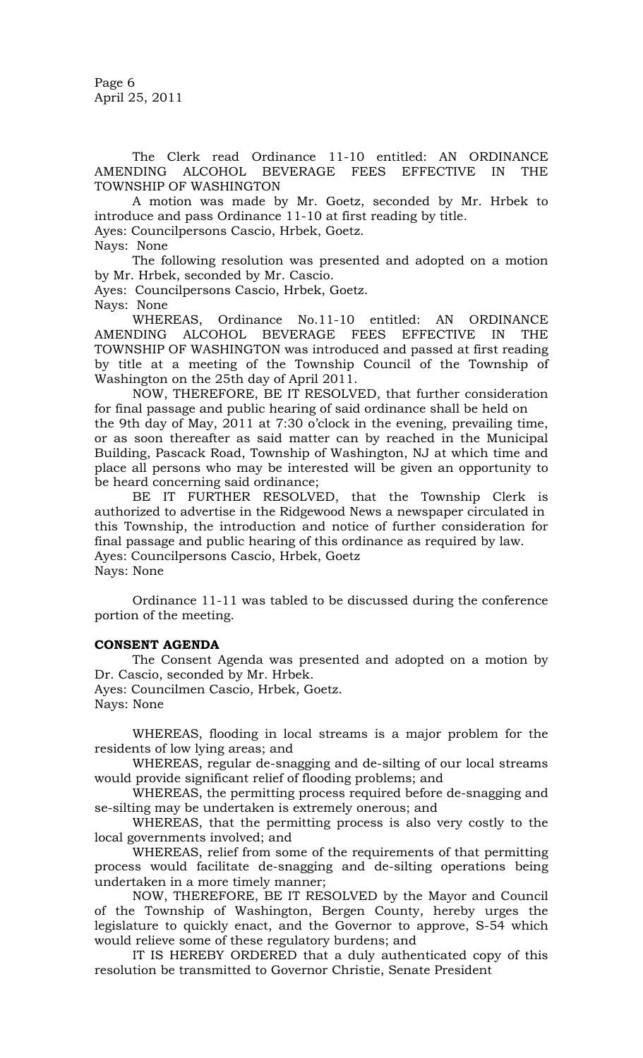The Clerk read Ordinance 11-10 entitled: AN ORDINANCE AMENDING ALCOHOL BEVERAGE FEES EFFECTIVE IN THE TOWNSHIP OF WASHINGTON

A motion was made by Mr. Goetz, seconded by Mr. Hrbek to introduce and pass Ordinance 11-10 at first reading by title.

Ayes: Councilpersons Cascio, Hrbek, Goetz.

Nays: None

The following resolution was presented and adopted on a motion by Mr. Hrbek, seconded by Mr. Cascio.

Ayes: Councilpersons Cascio, Hrbek, Goetz.

Nays: None

WHEREAS, Ordinance No.11-10 entitled: AN ORDINANCE AMENDING ALCOHOL BEVERAGE FEES EFFECTIVE IN THE TOWNSHIP OF WASHINGTON was introduced and passed at first reading by title at a meeting of the Township Council of the Township of Washington on the 25th day of April 2011.

NOW, THEREFORE, BE IT RESOLVED, that further consideration for final passage and public hearing of said ordinance shall be held on the 9th day of May, 2011 at 7:30 o'clock in the evening, prevailing time, or as soon thereafter as said matter can by reached in the Municipal Building, Pascack Road, Township of Washington, NJ at which time and place all persons who may be interested will be given an opportunity to be heard concerning said ordinance;

BE IT FURTHER RESOLVED, that the Township Clerk is authorized to advertise in the Ridgewood News a newspaper circulated in this Township, the introduction and notice of further consideration for final passage and public hearing of this ordinance as required by law.

Ayes: Councilpersons Cascio, Hrbek, Goetz

Nays: None

Ordinance 11-11 was tabled to be discussed during the conference portion of the meeting.

**CONSENT AGENDA**

The Consent Agenda was presented and adopted on a motion by Dr. Cascio, seconded by Mr. Hrbek.

Ayes: Councilmen Cascio, Hrbek, Goetz.

Nays: None

WHEREAS, flooding in local streams is a major problem for the residents of low lying areas; and

WHEREAS, regular de-snagging and de-silting of our local streams would provide significant relief of flooding problems; and

WHEREAS, the permitting process required before de-snagging and se-silting may be undertaken is extremely onerous; and

WHEREAS, that the permitting process is also very costly to the local governments involved; and

WHEREAS, relief from some of the requirements of that permitting process would facilitate de-snagging and de-silting operations being undertaken in a more timely manner;

NOW, THEREFORE, BE IT RESOLVED by the Mayor and Council of the Township of Washington, Bergen County, hereby urges the legislature to quickly enact, and the Governor to approve, S-54 which would relieve some of these regulatory burdens; and

IT IS HEREBY ORDERED that a duly authenticated copy of this resolution be transmitted to Governor Christie, Senate President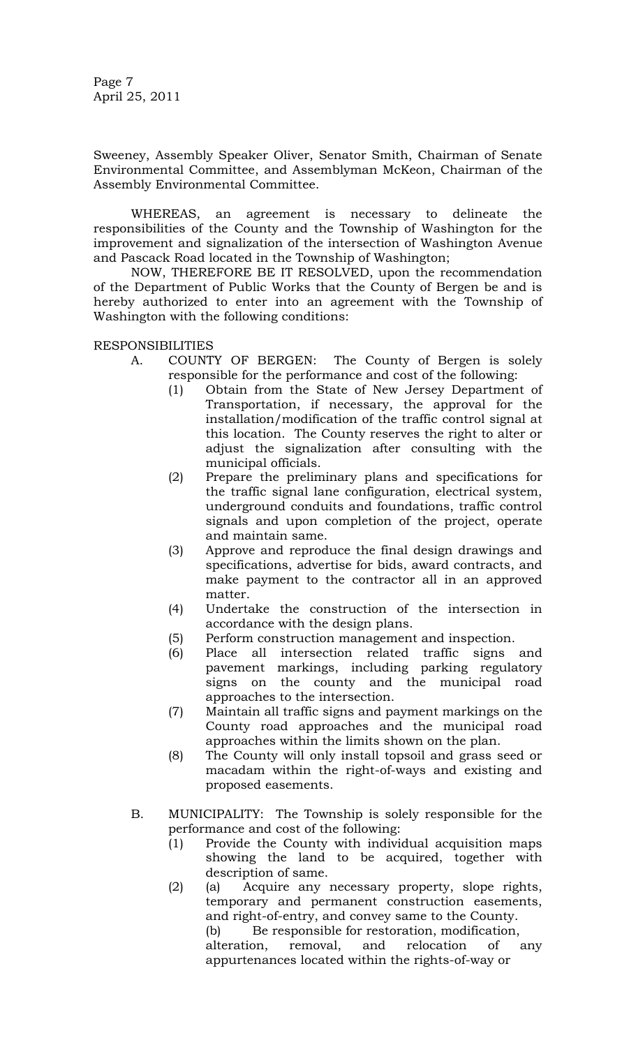Sweeney, Assembly Speaker Oliver, Senator Smith, Chairman of Senate Environmental Committee, and Assemblyman McKeon, Chairman of the Assembly Environmental Committee.

WHEREAS, an agreement is necessary to delineate the responsibilities of the County and the Township of Washington for the improvement and signalization of the intersection of Washington Avenue and Pascack Road located in the Township of Washington;

NOW, THEREFORE BE IT RESOLVED, upon the recommendation of the Department of Public Works that the County of Bergen be and is hereby authorized to enter into an agreement with the Township of Washington with the following conditions:

RESPONSIBILITIES

A. COUNTY OF BERGEN: The County of Bergen is solely responsible for the performance and cost of the following:
   (1) Obtain from the State of New Jersey Department of Transportation, if necessary, the approval for the installation/modification of the traffic control signal at this location. The County reserves the right to alter or adjust the signalization after consulting with the municipal officials.
   (2) Prepare the preliminary plans and specifications for the traffic signal lane configuration, electrical system, underground conduits and foundations, traffic control signals and upon completion of the project, operate and maintain same.
   (3) Approve and reproduce the final design drawings and specifications, advertise for bids, award contracts, and make payment to the contractor all in an approved matter.
   (4) Undertake the construction of the intersection in accordance with the design plans.
   (5) Perform construction management and inspection.
   (6) Place all intersection related traffic signs and pavement markings, including parking regulatory signs on the county and the municipal road approaches to the intersection.
   (7) Maintain all traffic signs and payment markings on the County road approaches and the municipal road approaches within the limits shown on the plan.
   (8) The County will only install topsoil and grass seed or macadam within the right-of-ways and existing and proposed easements.

B. MUNICIPALITY: The Township is solely responsible for the performance and cost of the following:
   (1) Provide the County with individual acquisition maps showing the land to be acquired, together with description of same.
   (2) (a) Acquire any necessary property, slope rights, temporary and permanent construction easements, and right-of-entry, and convey same to the County.
   (b) Be responsible for restoration, modification, alteration, removal, and relocation of any appurtenances located within the rights-of-way or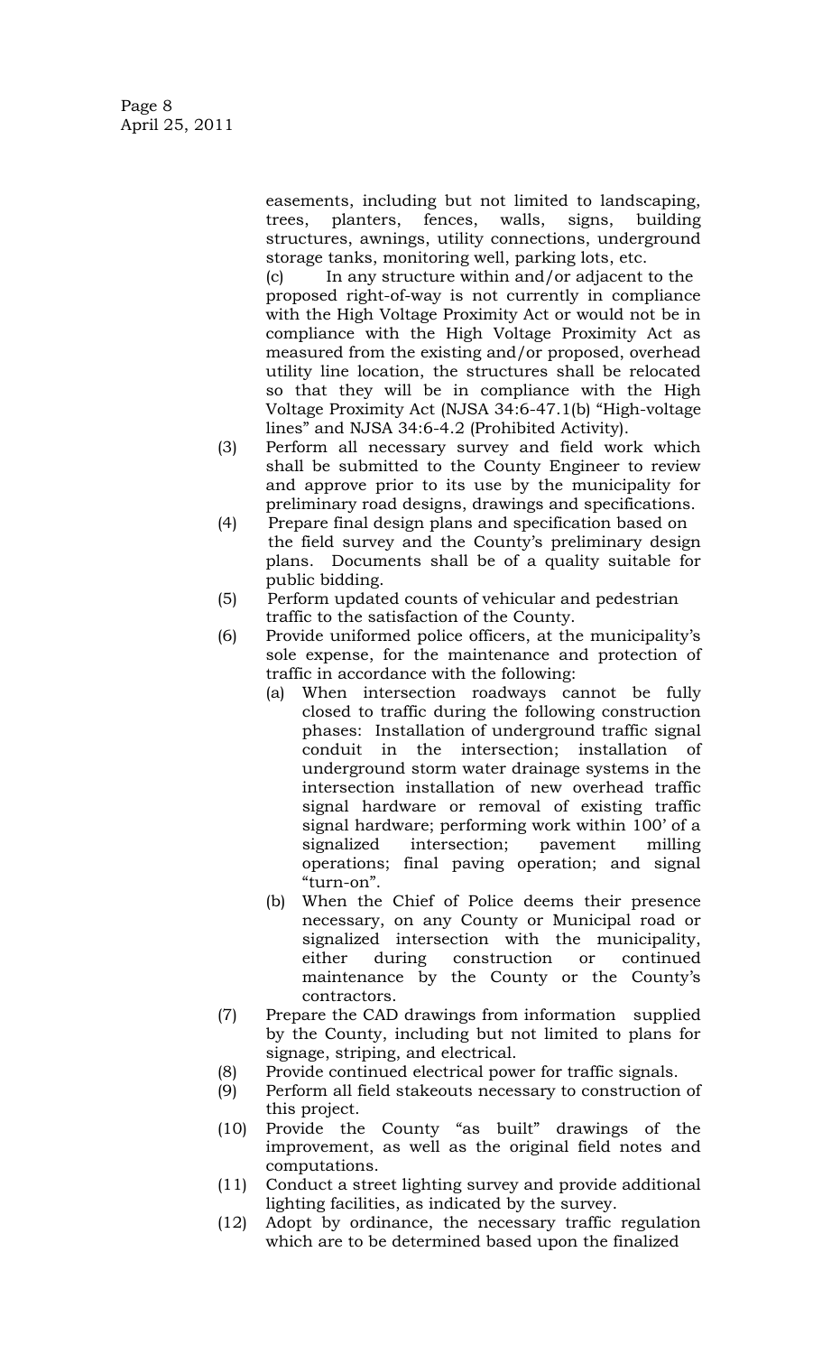easements, including but not limited to landscaping, trees, planters, fences, walls, signs, building structures, awnings, utility connections, underground storage tanks, monitoring well, parking lots, etc.

(c) In any structure within and/or adjacent to the proposed right-of-way is not currently in compliance with the High Voltage Proximity Act or would not be in compliance with the High Voltage Proximity Act as measured from the existing and/or proposed, overhead utility line location, the structures shall be relocated so that they will be in compliance with the High Voltage Proximity Act (NJSA 34:6-47.1(b) "High-voltage lines" and NJSA 34:6-4.2 (Prohibited Activity).

(3) Perform all necessary survey and field work which shall be submitted to the County Engineer to review and approve prior to its use by the municipality for preliminary road designs, drawings and specifications.

(4) Prepare final design plans and specification based on the field survey and the County's preliminary design plans. Documents shall be of a quality suitable for public bidding.

(5) Perform updated counts of vehicular and pedestrian traffic to the satisfaction of the County.

(6) Provide uniformed police officers, at the municipality's sole expense, for the maintenance and protection of traffic in accordance with the following:

   (a) When intersection roadways cannot be fully closed to traffic during the following construction phases: Installation of underground traffic signal conduit in the intersection; installation of underground storm water drainage systems in the intersection installation of new overhead traffic signal hardware or removal of existing traffic signal hardware; performing work within 100' of a signalized intersection; pavement milling operations; final paving operation; and signal "turn-on".

   (b) When the Chief of Police deems their presence necessary, on any County or Municipal road or signalized intersection with the municipality, either during construction or continued maintenance by the County or the County's contractors.

(7) Prepare the CAD drawings from information supplied by the County, including but not limited to plans for signage, striping, and electrical.

(8) Provide continued electrical power for traffic signals.

(9) Perform all field stakeouts necessary to construction of this project.

(10) Provide the County "as built" drawings of the improvement, as well as the original field notes and computations.

(11) Conduct a street lighting survey and provide additional lighting facilities, as indicated by the survey.

(12) Adopt by ordinance, the necessary traffic regulation which are to be determined based upon the finalized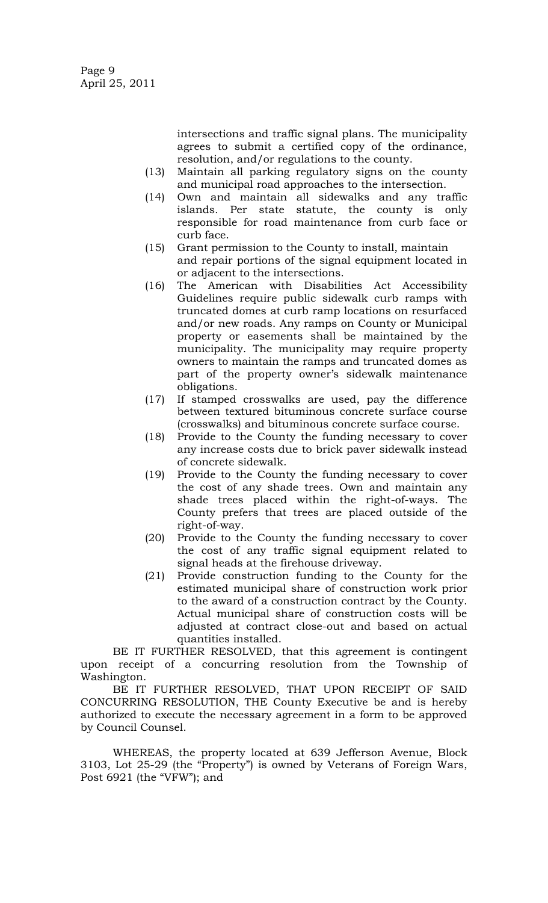intersections and traffic signal plans. The municipality agrees to submit a certified copy of the ordinance, resolution, and/or regulations to the county.

(13) Maintain all parking regulatory signs on the county and municipal road approaches to the intersection.

(14) Own and maintain all sidewalks and any traffic islands. Per state statute, the county is only responsible for road maintenance from curb face or curb face.

(15) Grant permission to the County to install, maintain and repair portions of the signal equipment located in or adjacent to the intersections.

(16) The American with Disabilities Act Accessibility Guidelines require public sidewalk curb ramps with truncated domes at curb ramp locations on resurfaced and/or new roads. Any ramps on County or Municipal property or easements shall be maintained by the municipality. The municipality may require property owners to maintain the ramps and truncated domes as part of the property owner's sidewalk maintenance obligations.

(17) If stamped crosswalks are used, pay the difference between textured bituminous concrete surface course (crosswalks) and bituminous concrete surface course.

(18) Provide to the County the funding necessary to cover any increase costs due to brick paver sidewalk instead of concrete sidewalk.

(19) Provide to the County the funding necessary to cover the cost of any shade trees. Own and maintain any shade trees placed within the right-of-ways. The County prefers that trees are placed outside of the right-of-way.

(20) Provide to the County the funding necessary to cover the cost of any traffic signal equipment related to signal heads at the firehouse driveway.

(21) Provide construction funding to the County for the estimated municipal share of construction work prior to the award of a construction contract by the County. Actual municipal share of construction costs will be adjusted at contract close-out and based on actual quantities installed.

BE IT FURTHER RESOLVED, that this agreement is contingent upon receipt of a concurring resolution from the Township of Washington.

BE IT FURTHER RESOLVED, THAT UPON RECEIPT OF SAID CONCURRING RESOLUTION, THE County Executive be and is hereby authorized to execute the necessary agreement in a form to be approved by Council Counsel.

WHEREAS, the property located at 639 Jefferson Avenue, Block 3103, Lot 25-29 (the "Property") is owned by Veterans of Foreign Wars, Post 6921 (the "VFW"); and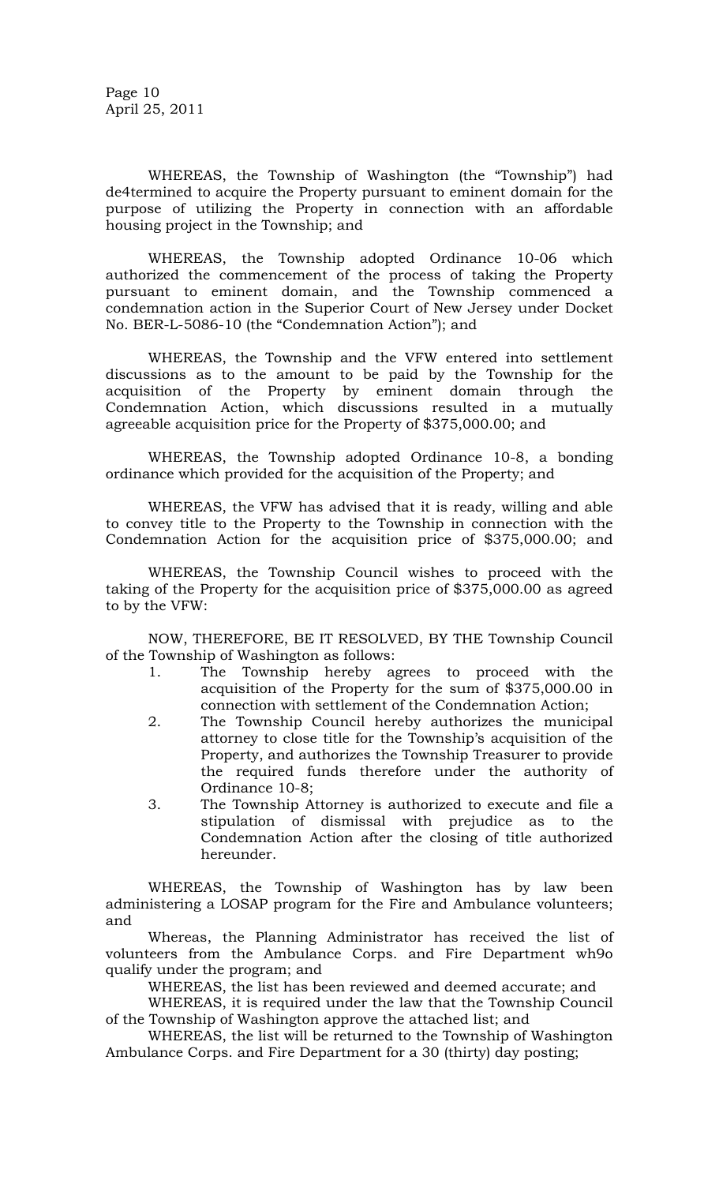WHEREAS, the Township of Washington (the "Township") had de4termined to acquire the Property pursuant to eminent domain for the purpose of utilizing the Property in connection with an affordable housing project in the Township; and

WHEREAS, the Township adopted Ordinance 10-06 which authorized the commencement of the process of taking the Property pursuant to eminent domain, and the Township commenced a condemnation action in the Superior Court of New Jersey under Docket No. BER-L-5086-10 (the "Condemnation Action"); and

WHEREAS, the Township and the VFW entered into settlement discussions as to the amount to be paid by the Township for the acquisition of the Property by eminent domain through the Condemnation Action, which discussions resulted in a mutually agreeable acquisition price for the Property of $375,000.00; and

WHEREAS, the Township adopted Ordinance 10-8, a bonding ordinance which provided for the acquisition of the Property; and

WHEREAS, the VFW has advised that it is ready, willing and able to convey title to the Property to the Township in connection with the Condemnation Action for the acquisition price of $375,000.00; and

WHEREAS, the Township Council wishes to proceed with the taking of the Property for the acquisition price of $375,000.00 as agreed to by the VFW:

NOW, THEREFORE, BE IT RESOLVED, BY THE Township Council of the Township of Washington as follows:

1. The Township hereby agrees to proceed with the acquisition of the Property for the sum of $375,000.00 in connection with settlement of the Condemnation Action;
2. The Township Council hereby authorizes the municipal attorney to close title for the Township's acquisition of the Property, and authorizes the Township Treasurer to provide the required funds therefore under the authority of Ordinance 10-8;
3. The Township Attorney is authorized to execute and file a stipulation of dismissal with prejudice as to the Condemnation Action after the closing of title authorized hereunder.

WHEREAS, the Township of Washington has by law been administering a LOSAP program for the Fire and Ambulance volunteers; and

Whereas, the Planning Administrator has received the list of volunteers from the Ambulance Corps. and Fire Department wh9o qualify under the program; and

WHEREAS, the list has been reviewed and deemed accurate; and

WHEREAS, it is required under the law that the Township Council of the Township of Washington approve the attached list; and

WHEREAS, the list will be returned to the Township of Washington Ambulance Corps. and Fire Department for a 30 (thirty) day posting;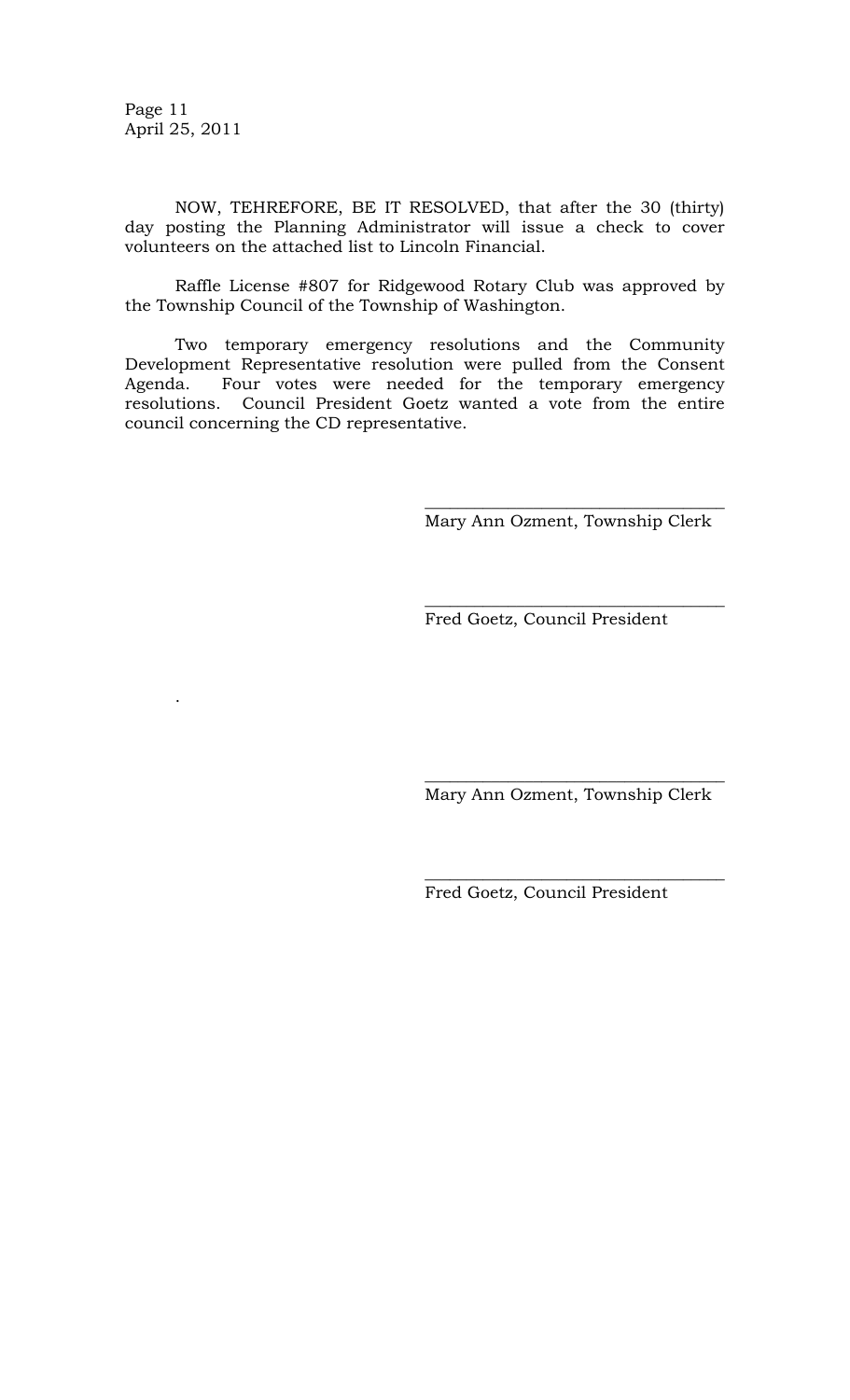NOW, TEHREFORE, BE IT RESOLVED, that after the 30 (thirty) day posting the Planning Administrator will issue a check to cover volunteers on the attached list to Lincoln Financial.

Raffle License #807 for Ridgewood Rotary Club was approved by the Township Council of the Township of Washington.

Two temporary emergency resolutions and the Community Development Representative resolution were pulled from the Consent Agenda. Four votes were needed for the temporary emergency resolutions. Council President Goetz wanted a vote from the entire council concerning the CD representative.

\_\_\_\_\_\_\_\_\_\_\_\_\_\_\_\_\_\_\_\_\_\_\_\_\_\_\_\_\_\_\_\_\_\_
Mary Ann Ozment, Township Clerk

\_\_\_\_\_\_\_\_\_\_\_\_\_\_\_\_\_\_\_\_\_\_\_\_\_\_\_\_\_\_\_\_\_\_
Fred Goetz, Council President

.

\_\_\_\_\_\_\_\_\_\_\_\_\_\_\_\_\_\_\_\_\_\_\_\_\_\_\_\_\_\_\_\_\_\_
Mary Ann Ozment, Township Clerk

\_\_\_\_\_\_\_\_\_\_\_\_\_\_\_\_\_\_\_\_\_\_\_\_\_\_\_\_\_\_\_\_\_\_
Fred Goetz, Council President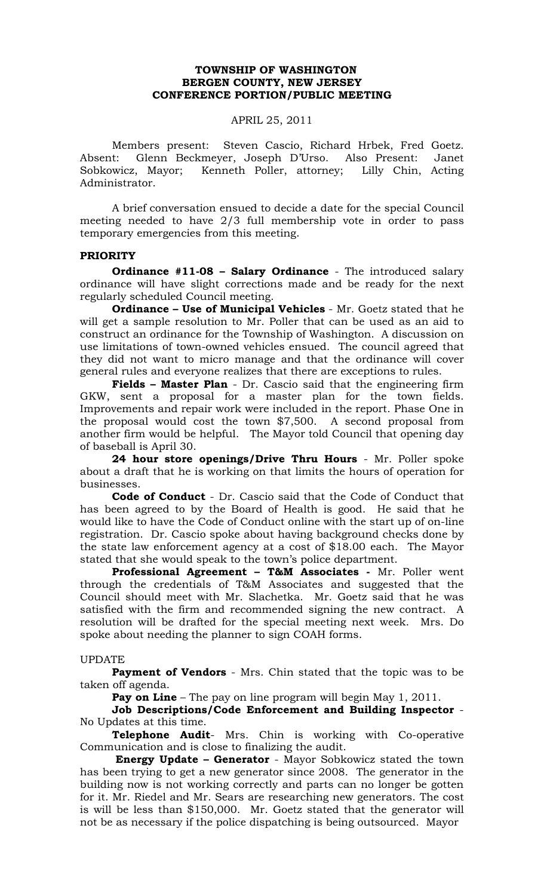**TOWNSHIP OF WASHINGTON**
**BERGEN COUNTY, NEW JERSEY**
**CONFERENCE PORTION/PUBLIC MEETING**

APRIL 25, 2011

Members present: Steven Cascio, Richard Hrbek, Fred Goetz. Absent: Glenn Beckmeyer, Joseph D'Urso. Also Present: Janet Sobkowicz, Mayor; Kenneth Poller, attorney; Lilly Chin, Acting Administrator.

A brief conversation ensued to decide a date for the special Council meeting needed to have 2/3 full membership vote in order to pass temporary emergencies from this meeting.

**PRIORITY**

**Ordinance #11-08 – Salary Ordinance** - The introduced salary ordinance will have slight corrections made and be ready for the next regularly scheduled Council meeting.

**Ordinance – Use of Municipal Vehicles** - Mr. Goetz stated that he will get a sample resolution to Mr. Poller that can be used as an aid to construct an ordinance for the Township of Washington. A discussion on use limitations of town-owned vehicles ensued. The council agreed that they did not want to micro manage and that the ordinance will cover general rules and everyone realizes that there are exceptions to rules.

**Fields – Master Plan** - Dr. Cascio said that the engineering firm GKW, sent a proposal for a master plan for the town fields. Improvements and repair work were included in the report. Phase One in the proposal would cost the town $7,500. A second proposal from another firm would be helpful. The Mayor told Council that opening day of baseball is April 30.

**24 hour store openings/Drive Thru Hours** - Mr. Poller spoke about a draft that he is working on that limits the hours of operation for businesses.

**Code of Conduct** - Dr. Cascio said that the Code of Conduct that has been agreed to by the Board of Health is good. He said that he would like to have the Code of Conduct online with the start up of on-line registration. Dr. Cascio spoke about having background checks done by the state law enforcement agency at a cost of $18.00 each. The Mayor stated that she would speak to the town's police department.

**Professional Agreement – T&M Associates -** Mr. Poller went through the credentials of T&M Associates and suggested that the Council should meet with Mr. Slachetka. Mr. Goetz said that he was satisfied with the firm and recommended signing the new contract. A resolution will be drafted for the special meeting next week. Mrs. Do spoke about needing the planner to sign COAH forms.

UPDATE

**Payment of Vendors** - Mrs. Chin stated that the topic was to be taken off agenda.

**Pay on Line** – The pay on line program will begin May 1, 2011.

**Job Descriptions/Code Enforcement and Building Inspector** - No Updates at this time.

**Telephone Audit**- Mrs. Chin is working with Co-operative Communication and is close to finalizing the audit.

**Energy Update – Generator** - Mayor Sobkowicz stated the town has been trying to get a new generator since 2008. The generator in the building now is not working correctly and parts can no longer be gotten for it. Mr. Riedel and Mr. Sears are researching new generators. The cost is will be less than $150,000. Mr. Goetz stated that the generator will not be as necessary if the police dispatching is being outsourced. Mayor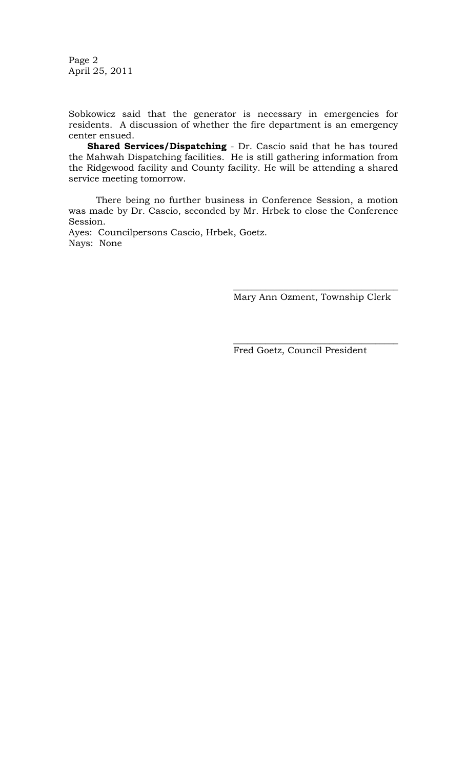Sobkowicz said that the generator is necessary in emergencies for residents. A discussion of whether the fire department is an emergency center ensued.

**Shared Services/Dispatching** - Dr. Cascio said that he has toured the Mahwah Dispatching facilities. He is still gathering information from the Ridgewood facility and County facility. He will be attending a shared service meeting tomorrow.

There being no further business in Conference Session, a motion was made by Dr. Cascio, seconded by Mr. Hrbek to close the Conference Session.

Ayes: Councilpersons Cascio, Hrbek, Goetz.
Nays: None

\_\_\_\_\_\_\_\_\_\_\_\_\_\_\_\_\_\_\_\_\_\_\_\_\_\_\_\_\_\_\_\_\_\_\_\_
Mary Ann Ozment, Township Clerk

\_\_\_\_\_\_\_\_\_\_\_\_\_\_\_\_\_\_\_\_\_\_\_\_\_\_\_\_\_\_\_\_\_\_\_\_
Fred Goetz, Council President